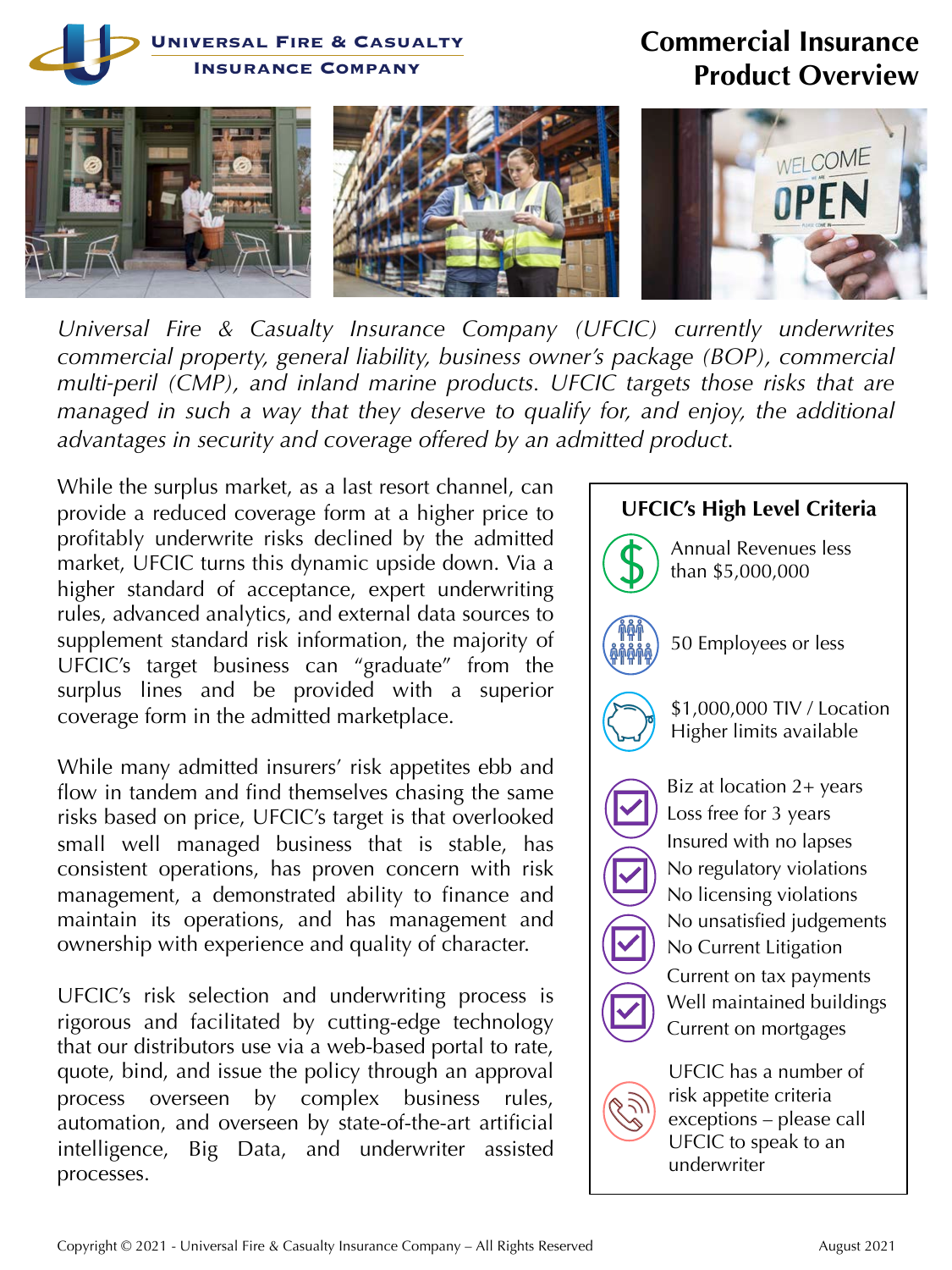**Universal Fire & Casualty Insurance Company**

# Commercial Insurance Product Overview

*Universal Fire & Casualty Insurance Company (UFCIC) currently underwrites commercial property, general liability, business owner's package (BOP), commercial multi-peril (CMP), and inland marine products. UFCIC targets those risks that are managed in such a way that they deserve to qualify for, and enjoy, the additional advantages in security and coverage offered by an admitted product.*

While the surplus market, as a last resort channel, can provide a reduced coverage form at a higher price to profitably underwrite risks declined by the admitted market, UFCIC turns this dynamic upside down. Via a higher standard of acceptance, expert underwriting rules, advanced analytics, and external data sources to supplement standard risk information, the majority of UFCIC's target business can "graduate" from the surplus lines and be provided with a superior coverage form in the admitted marketplace.

While many admitted insurers' risk appetites ebb and flow in tandem and find themselves chasing the same risks based on price, UFCIC's target is that overlooked small well managed business that is stable, has consistent operations, has proven concern with risk management, a demonstrated ability to finance and maintain its operations, and has management and ownership with experience and quality of character.

UFCIC's risk selection and underwriting process is rigorous and facilitated by cutting-edge technology that our distributors use via a web-based portal to rate, quote, bind, and issue the policy through an approval process overseen by complex business rules, automation, and overseen by state-of-the-art artificial intelligence, Big Data, and underwriter assisted processes.

## UFCIC's High Level Criteria

- Annual Revenues less than $5,000,000
- 50 Employees or less
- $1,000,000 TIV / Location  
  Higher limits available
- Biz at location 2+ years
- Loss free for 3 years
- Insured with no lapses
- No regulatory violations
- No licensing violations
- No unsatisfied judgements
- No Current Litigation
- Current on tax payments
- Well maintained buildings
- Current on mortgages

UFCIC has a number of risk appetite criteria exceptions – please call UFCIC to speak to an underwriter

Copyright © 2021 - Universal Fire & Casualty Insurance Company – All Rights Reserved

August 2021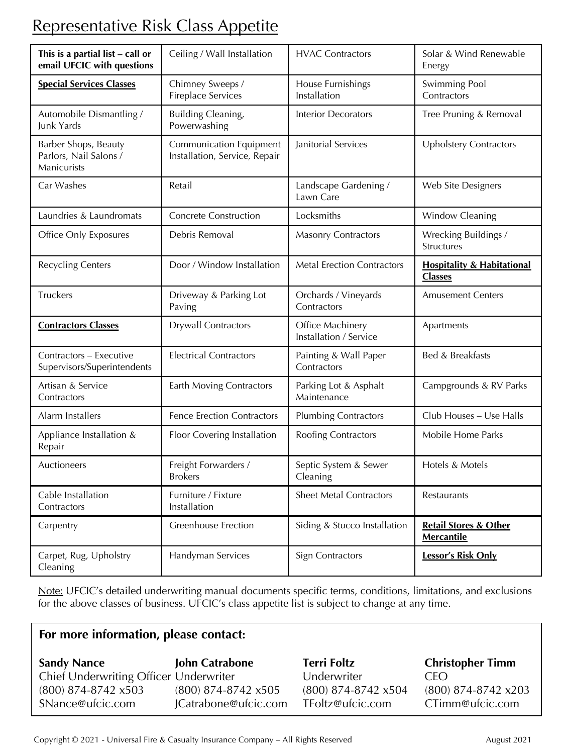# Representative Risk Class Appetite

| | | | |
|---|---|---|---|
| **This is a partial list – call or email UFCIC with questions** | Ceiling / Wall Installation | HVAC Contractors | Solar & Wind Renewable Energy |
| **Special Services Classes** | Chimney Sweeps / Fireplace Services | House Furnishings Installation | Swimming Pool Contractors |
| Automobile Dismantling / Junk Yards | Building Cleaning, Powerwashing | Interior Decorators | Tree Pruning & Removal |
| Barber Shops, Beauty Parlors, Nail Salons / Manicurists | Communication Equipment Installation, Service, Repair | Janitorial Services | Upholstery Contractors |
| Car Washes | Retail | Landscape Gardening / Lawn Care | Web Site Designers |
| Laundries & Laundromats | Concrete Construction | Locksmiths | Window Cleaning |
| Office Only Exposures | Debris Removal | Masonry Contractors | Wrecking Buildings / Structures |
| Recycling Centers | Door / Window Installation | Metal Erection Contractors | **Hospitality & Habitational Classes** |
| Truckers | Driveway & Parking Lot Paving | Orchards / Vineyards Contractors | Amusement Centers |
| **Contractors Classes** | Drywall Contractors | Office Machinery Installation / Service | Apartments |
| Contractors – Executive Supervisors/Superintendents | Electrical Contractors | Painting & Wall Paper Contractors | Bed & Breakfasts |
| Artisan & Service Contractors | Earth Moving Contractors | Parking Lot & Asphalt Maintenance | Campgrounds & RV Parks |
| Alarm Installers | Fence Erection Contractors | Plumbing Contractors | Club Houses – Use Halls |
| Appliance Installation & Repair | Floor Covering Installation | Roofing Contractors | Mobile Home Parks |
| Auctioneers | Freight Forwarders / Brokers | Septic System & Sewer Cleaning | Hotels & Motels |
| Cable Installation Contractors | Furniture / Fixture Installation | Sheet Metal Contractors | Restaurants |
| Carpentry | Greenhouse Erection | Siding & Stucco Installation | **Retail Stores & Other Mercantile** |
| Carpet, Rug, Upholstry Cleaning | Handyman Services | Sign Contractors | **Lessor's Risk Only** |

Note: UFCIC's detailed underwriting manual documents specific terms, conditions, limitations, and exclusions for the above classes of business. UFCIC's class appetite list is subject to change at any time.

**For more information, please contact:**

| | | | |
|---|---|---|---|
| **Sandy Nance** | **John Catrabone** | **Terri Foltz** | **Christopher Timm** |
| Chief Underwriting Officer | Underwriter | Underwriter | CEO |
| (800) 874-8742 x503 | (800) 874-8742 x505 | (800) 874-8742 x504 | (800) 874-8742 x203 |
| SNance@ufcic.com | JCatrabone@ufcic.com | TFoltz@ufcic.com | CTimm@ufcic.com |

Copyright © 2021 - Universal Fire & Casualty Insurance Company – All Rights Reserved August 2021